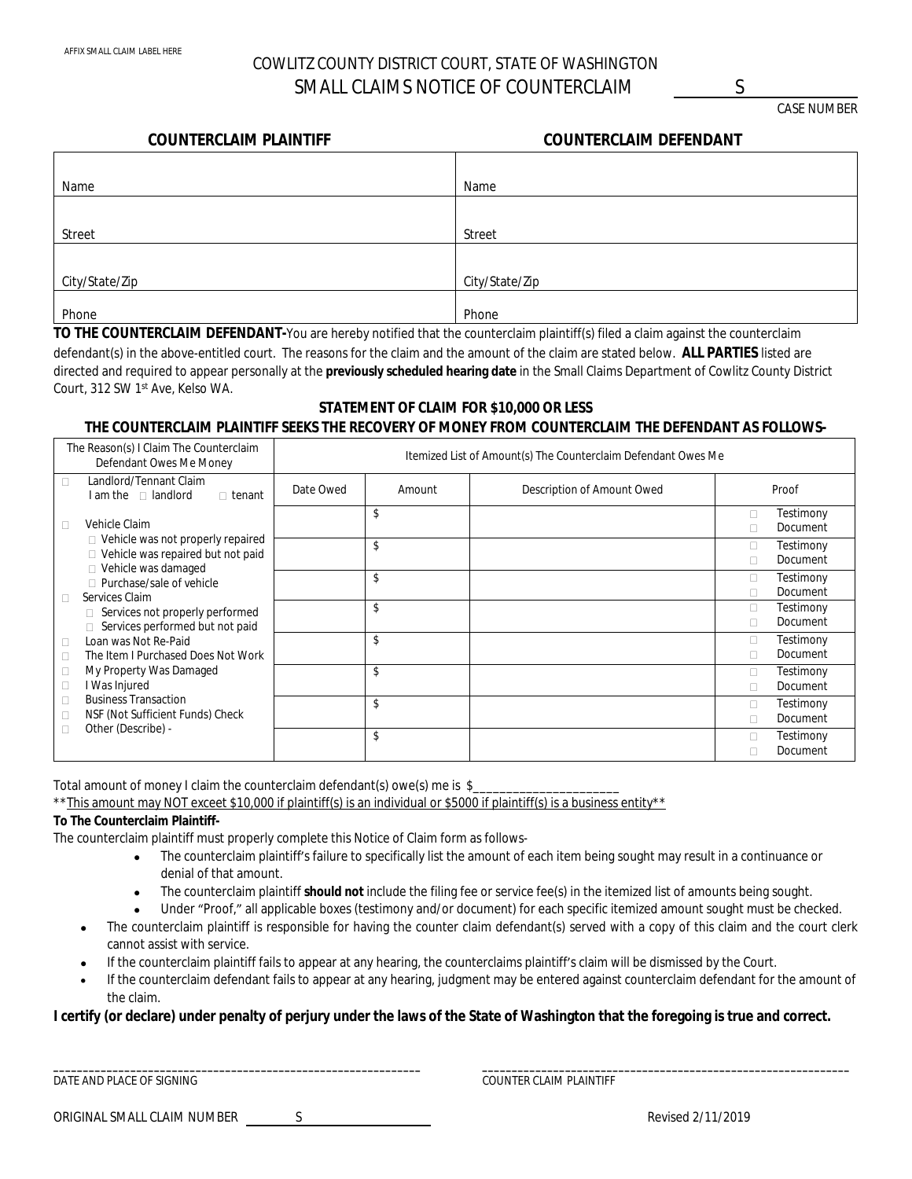AFFIX SMALL CLAIM LABEL HERE

# COWLITZ COUNTY DISTRICT COURT, STATE OF WASHINGTON
## SMALL CLAIMS NOTICE OF COUNTERCLAIM

S ______
CASE NUMBER

| COUNTERCLAIM PLAINTIFF | COUNTERCLAIM DEFENDANT |
|---|---|
| Name | Name |
| Street | Street |
| City/State/Zip | City/State/Zip |
| Phone | Phone |

**TO THE COUNTERCLAIM DEFENDANT-**You are hereby notified that the counterclaim plaintiff(s) filed a claim against the counterclaim defendant(s) in the above-entitled court. The reasons for the claim and the amount of the claim are stated below. **ALL PARTIES** listed are directed and required to appear personally at the **previously scheduled hearing date** in the Small Claims Department of Cowlitz County District Court, 312 SW 1st Ave, Kelso WA.

**STATEMENT OF CLAIM FOR $10,000 OR LESS**

**THE COUNTERCLAIM PLAINTIFF SEEKS THE RECOVERY OF MONEY FROM COUNTERCLAIM THE DEFENDANT AS FOLLOWS-**

| The Reason(s) I Claim The Counterclaim Defendant Owes Me Money | Itemized List of Amount(s) The Counterclaim Defendant Owes Me | | | |
|---|---|---|---|---|
| ☐ Landlord/Tennant Claim I am the ☐ landlord ☐ tenant | Date Owed | Amount | Description of Amount Owed | Proof |
| ☐ Vehicle Claim | | $ | | ☐ Testimony ☐ Document |
| ☐ Vehicle was not properly repaired ☐ Vehicle was repaired but not paid | | $ | | ☐ Testimony ☐ Document |
| ☐ Vehicle was damaged ☐ Purchase/sale of vehicle ☐ Services Claim | | $ | | ☐ Testimony ☐ Document |
| ☐ Services not properly performed ☐ Services performed but not paid | | $ | | ☐ Testimony ☐ Document |
| ☐ Loan was Not Re-Paid ☐ The Item I Purchased Does Not Work | | $ | | ☐ Testimony ☐ Document |
| ☐ My Property Was Damaged ☐ I Was Injured | | $ | | ☐ Testimony ☐ Document |
| ☐ Business Transaction ☐ NSF (Not Sufficient Funds) Check | | $ | | ☐ Testimony ☐ Document |
| ☐ Other (Describe) - | | $ | | ☐ Testimony ☐ Document |

Total amount of money I claim the counterclaim defendant(s) owe(s) me is $_____________________

**This amount may NOT exceet $10,000 if plaintiff(s) is an individual or $5000 if plaintiff(s) is a business entity**

**To The Counterclaim Plaintiff-**

The counterclaim plaintiff must properly complete this Notice of Claim form as follows-

- The counterclaim plaintiff's failure to specifically list the amount of each item being sought may result in a continuance or denial of that amount.
- The counterclaim plaintiff **should not** include the filing fee or service fee(s) in the itemized list of amounts being sought.
- Under "Proof," all applicable boxes (testimony and/or document) for each specific itemized amount sought must be checked.
- The counterclaim plaintiff is responsible for having the counter claim defendant(s) served with a copy of this claim and the court clerk cannot assist with service.
- If the counterclaim plaintiff fails to appear at any hearing, the counterclaims plaintiff's claim will be dismissed by the Court.
- If the counterclaim defendant fails to appear at any hearing, judgment may be entered against counterclaim defendant for the amount of the claim.

**I certify (or declare) under penalty of perjury under the laws of the State of Washington that the foregoing is true and correct.**

_______________________________________________
DATE AND PLACE OF SIGNING

_______________________________________________
COUNTER CLAIM PLAINTIFF

ORIGINAL SMALL CLAIM NUMBER S ______

Revised 2/11/2019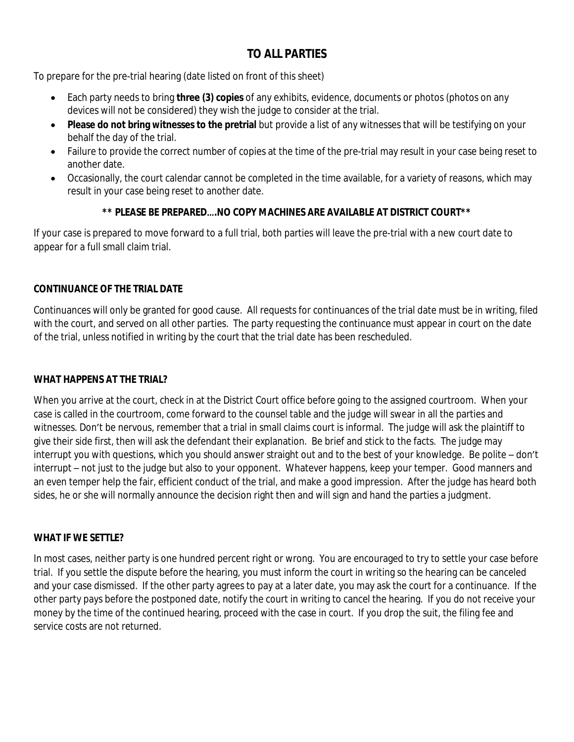# TO ALL PARTIES

To prepare for the pre-trial hearing (date listed on front of this sheet)

- Each party needs to bring **three (3) copies** of any exhibits, evidence, documents or photos (photos on any devices will not be considered) they wish the judge to consider at the trial.
- **Please do not bring witnesses to the pretrial** but provide a list of any witnesses that will be testifying on your behalf the day of the trial.
- Failure to provide the correct number of copies at the time of the pre-trial may result in your case being reset to another date.
- Occasionally, the court calendar cannot be completed in the time available, for a variety of reasons, which may result in your case being reset to another date.

**\*\* PLEASE BE PREPARED….NO COPY MACHINES ARE AVAILABLE AT DISTRICT COURT\*\***

If your case is prepared to move forward to a full trial, both parties will leave the pre-trial with a new court date to appear for a full small claim trial.

**CONTINUANCE OF THE TRIAL DATE**

Continuances will only be granted for good cause. All requests for continuances of the trial date must be in writing, filed with the court, and served on all other parties. The party requesting the continuance must appear in court on the date of the trial, unless notified in writing by the court that the trial date has been rescheduled.

**WHAT HAPPENS AT THE TRIAL?**

When you arrive at the court, check in at the District Court office before going to the assigned courtroom. When your case is called in the courtroom, come forward to the counsel table and the judge will swear in all the parties and witnesses. Don't be nervous, remember that a trial in small claims court is informal. The judge will ask the plaintiff to give their side first, then will ask the defendant their explanation. Be brief and stick to the facts. The judge may interrupt you with questions, which you should answer straight out and to the best of your knowledge. Be polite – don't interrupt – not just to the judge but also to your opponent. Whatever happens, keep your temper. Good manners and an even temper help the fair, efficient conduct of the trial, and make a good impression. After the judge has heard both sides, he or she will normally announce the decision right then and will sign and hand the parties a judgment.

**WHAT IF WE SETTLE?**

In most cases, neither party is one hundred percent right or wrong. You are encouraged to try to settle your case before trial. If you settle the dispute before the hearing, you must inform the court in writing so the hearing can be canceled and your case dismissed. If the other party agrees to pay at a later date, you may ask the court for a continuance. If the other party pays before the postponed date, notify the court in writing to cancel the hearing. If you do not receive your money by the time of the continued hearing, proceed with the case in court. If you drop the suit, the filing fee and service costs are not returned.